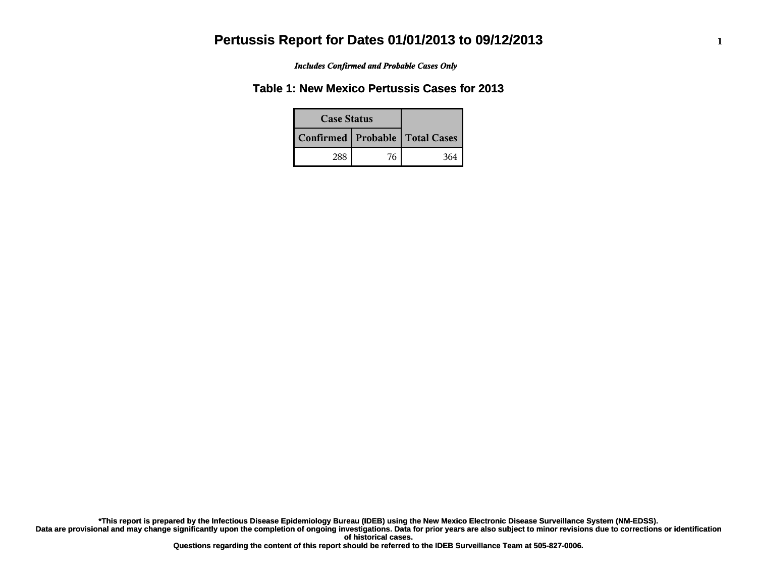# Pertussis Report for Dates 01/01/2013 to 09/12/2013

***Includes Confirmed and Probable Cases Only***

## Table 1: New Mexico Pertussis Cases for 2013

| Case Status | | Total Cases |
|---|---|---|
| Confirmed | Probable | |
| 288 | 76 | 364 |

**\*This report is prepared by the Infectious Disease Epidemiology Bureau (IDEB) using the New Mexico Electronic Disease Surveillance System (NM-EDSS).**
**Data are provisional and may change significantly upon the completion of ongoing investigations. Data for prior years are also subject to minor revisions due to corrections or identification of historical cases.**
**Questions regarding the content of this report should be referred to the IDEB Surveillance Team at 505-827-0006.**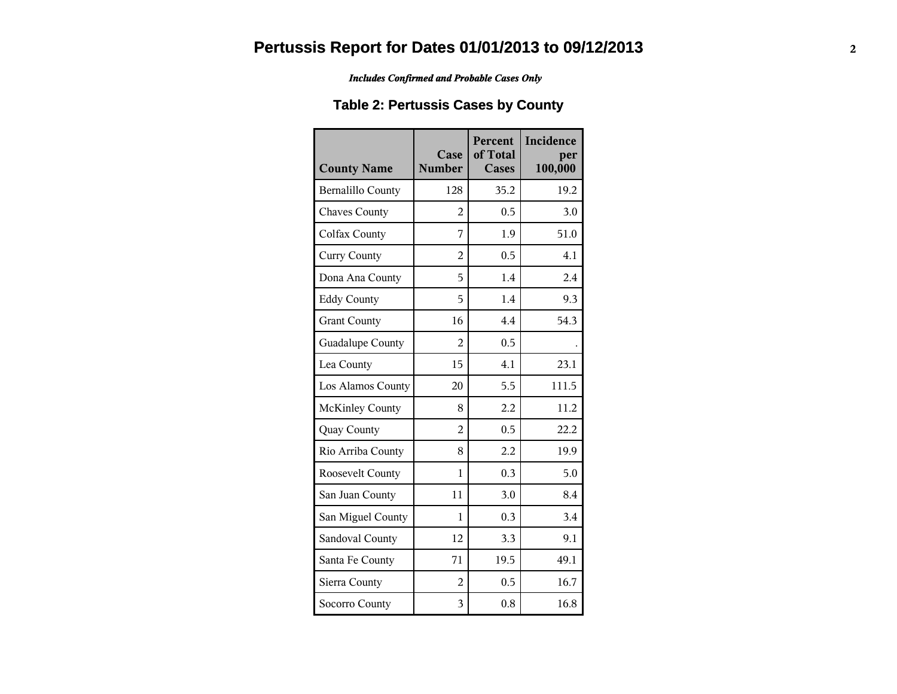# Pertussis Report for Dates 01/01/2013 to 09/12/2013

***Includes Confirmed and Probable Cases Only***

## Table 2: Pertussis Cases by County

| County Name | Case Number | Percent of Total Cases | Incidence per 100,000 |
|---|---|---|---|
| Bernalillo County | 128 | 35.2 | 19.2 |
| Chaves County | 2 | 0.5 | 3.0 |
| Colfax County | 7 | 1.9 | 51.0 |
| Curry County | 2 | 0.5 | 4.1 |
| Dona Ana County | 5 | 1.4 | 2.4 |
| Eddy County | 5 | 1.4 | 9.3 |
| Grant County | 16 | 4.4 | 54.3 |
| Guadalupe County | 2 | 0.5 | . |
| Lea County | 15 | 4.1 | 23.1 |
| Los Alamos County | 20 | 5.5 | 111.5 |
| McKinley County | 8 | 2.2 | 11.2 |
| Quay County | 2 | 0.5 | 22.2 |
| Rio Arriba County | 8 | 2.2 | 19.9 |
| Roosevelt County | 1 | 0.3 | 5.0 |
| San Juan County | 11 | 3.0 | 8.4 |
| San Miguel County | 1 | 0.3 | 3.4 |
| Sandoval County | 12 | 3.3 | 9.1 |
| Santa Fe County | 71 | 19.5 | 49.1 |
| Sierra County | 2 | 0.5 | 16.7 |
| Socorro County | 3 | 0.8 | 16.8 |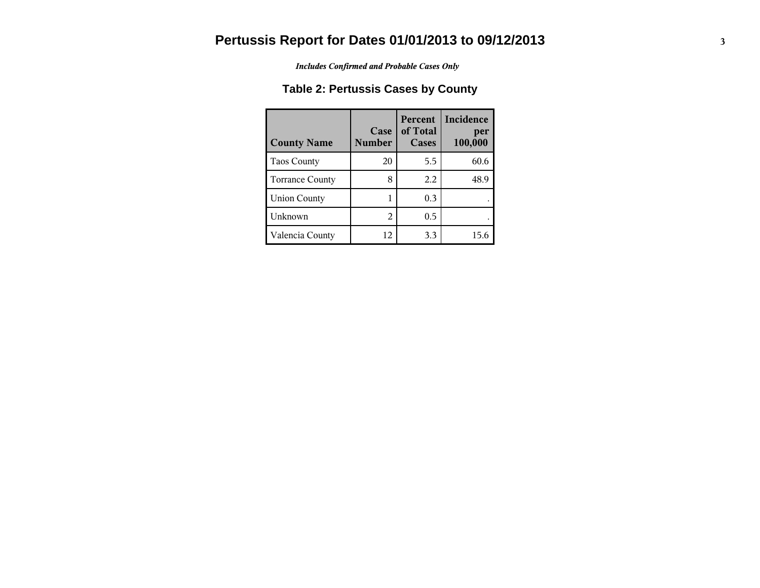# Pertussis Report for Dates 01/01/2013 to 09/12/2013

***Includes Confirmed and Probable Cases Only***

## Table 2: Pertussis Cases by County

| County Name | Case Number | Percent of Total Cases | Incidence per 100,000 |
|---|---|---|---|
| Taos County | 20 | 5.5 | 60.6 |
| Torrance County | 8 | 2.2 | 48.9 |
| Union County | 1 | 0.3 | . |
| Unknown | 2 | 0.5 | . |
| Valencia County | 12 | 3.3 | 15.6 |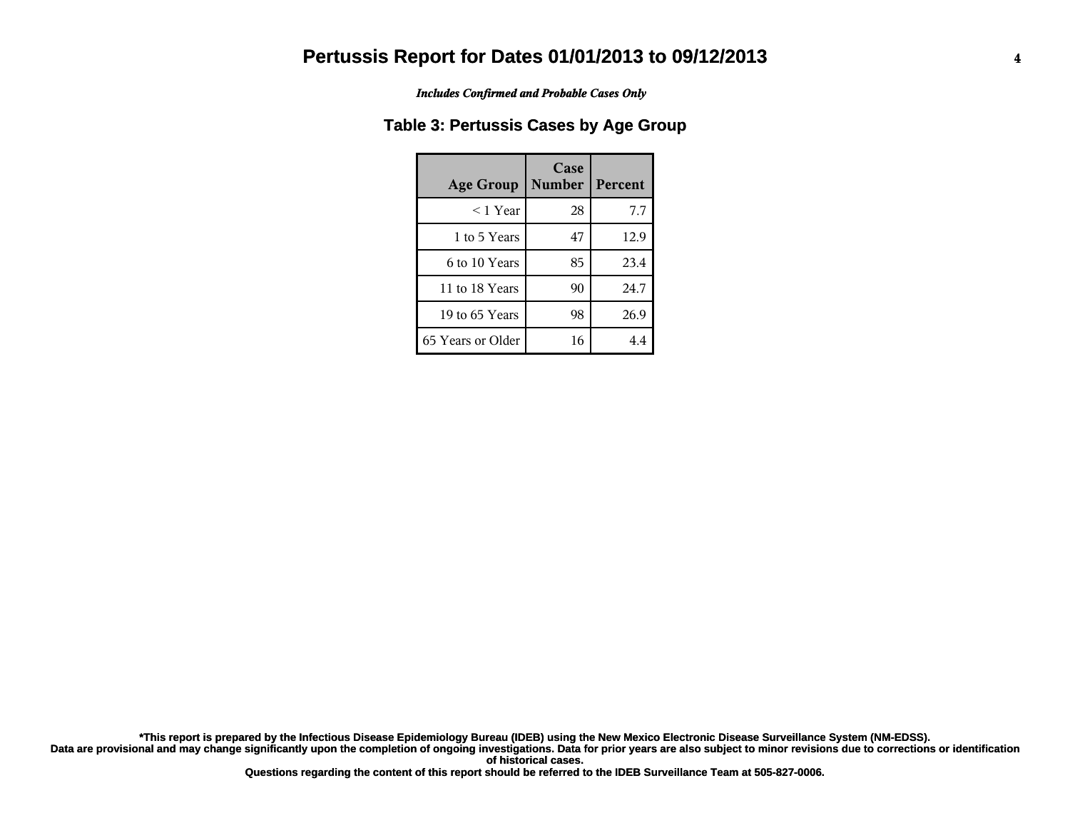# Pertussis Report for Dates 01/01/2013 to 09/12/2013

*Includes Confirmed and Probable Cases Only*

## Table 3: Pertussis Cases by Age Group

| Age Group | Case Number | Percent |
|---|---|---|
| < 1 Year | 28 | 7.7 |
| 1 to 5 Years | 47 | 12.9 |
| 6 to 10 Years | 85 | 23.4 |
| 11 to 18 Years | 90 | 24.7 |
| 19 to 65 Years | 98 | 26.9 |
| 65 Years or Older | 16 | 4.4 |

**\*This report is prepared by the Infectious Disease Epidemiology Bureau (IDEB) using the New Mexico Electronic Disease Surveillance System (NM-EDSS).**
**Data are provisional and may change significantly upon the completion of ongoing investigations. Data for prior years are also subject to minor revisions due to corrections or identification of historical cases.**
**Questions regarding the content of this report should be referred to the IDEB Surveillance Team at 505-827-0006.**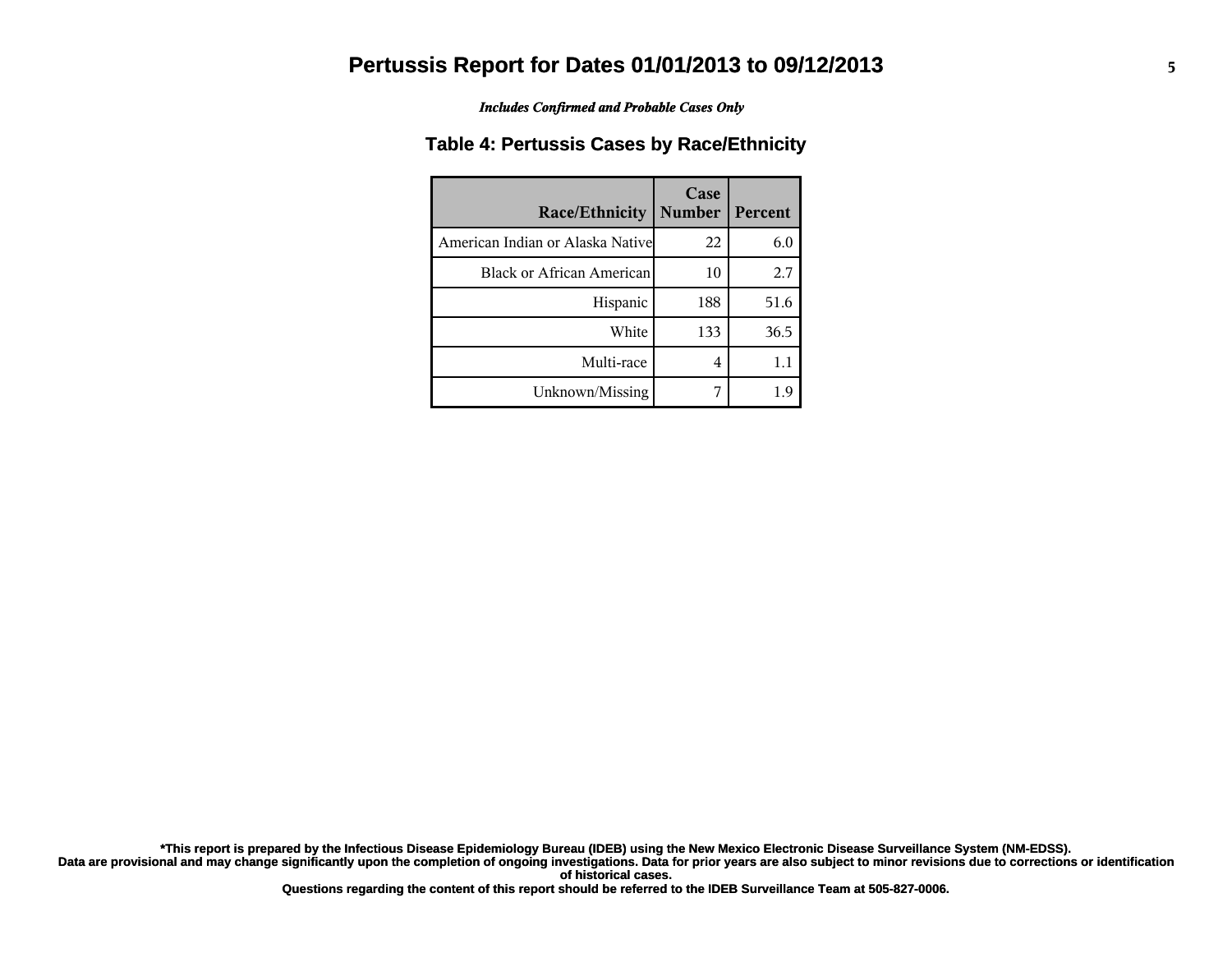# Pertussis Report for Dates 01/01/2013 to 09/12/2013

*Includes Confirmed and Probable Cases Only*

## Table 4: Pertussis Cases by Race/Ethnicity

| Race/Ethnicity | Case Number | Percent |
|---|---|---|
| American Indian or Alaska Native | 22 | 6.0 |
| Black or African American | 10 | 2.7 |
| Hispanic | 188 | 51.6 |
| White | 133 | 36.5 |
| Multi-race | 4 | 1.1 |
| Unknown/Missing | 7 | 1.9 |

**\*This report is prepared by the Infectious Disease Epidemiology Bureau (IDEB) using the New Mexico Electronic Disease Surveillance System (NM-EDSS).**
**Data are provisional and may change significantly upon the completion of ongoing investigations. Data for prior years are also subject to minor revisions due to corrections or identification of historical cases.**
**Questions regarding the content of this report should be referred to the IDEB Surveillance Team at 505-827-0006.**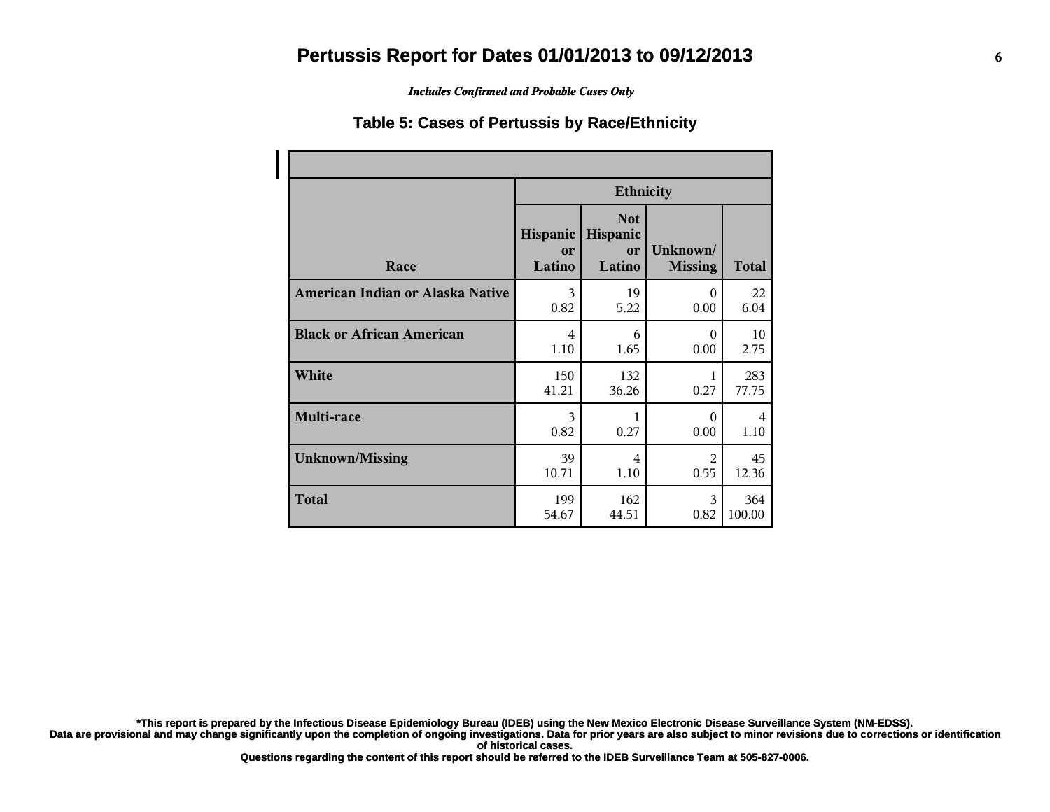# Pertussis Report for Dates 01/01/2013 to 09/12/2013

*Includes Confirmed and Probable Cases Only*

## Table 5: Cases of Pertussis by Race/Ethnicity

| Race | Ethnicity | | | |
|---|---|---|---|---|
| | Hispanic or Latino | Not Hispanic or Latino | Unknown/ Missing | Total |
| **American Indian or Alaska Native** | 3<br>0.82 | 19<br>5.22 | 0<br>0.00 | 22<br>6.04 |
| **Black or African American** | 4<br>1.10 | 6<br>1.65 | 0<br>0.00 | 10<br>2.75 |
| **White** | 150<br>41.21 | 132<br>36.26 | 1<br>0.27 | 283<br>77.75 |
| **Multi-race** | 3<br>0.82 | 1<br>0.27 | 0<br>0.00 | 4<br>1.10 |
| **Unknown/Missing** | 39<br>10.71 | 4<br>1.10 | 2<br>0.55 | 45<br>12.36 |
| **Total** | 199<br>54.67 | 162<br>44.51 | 3<br>0.82 | 364<br>100.00 |

**\*This report is prepared by the Infectious Disease Epidemiology Bureau (IDEB) using the New Mexico Electronic Disease Surveillance System (NM-EDSS). Data are provisional and may change significantly upon the completion of ongoing investigations. Data for prior years are also subject to minor revisions due to corrections or identification of historical cases.**

**Questions regarding the content of this report should be referred to the IDEB Surveillance Team at 505-827-0006.**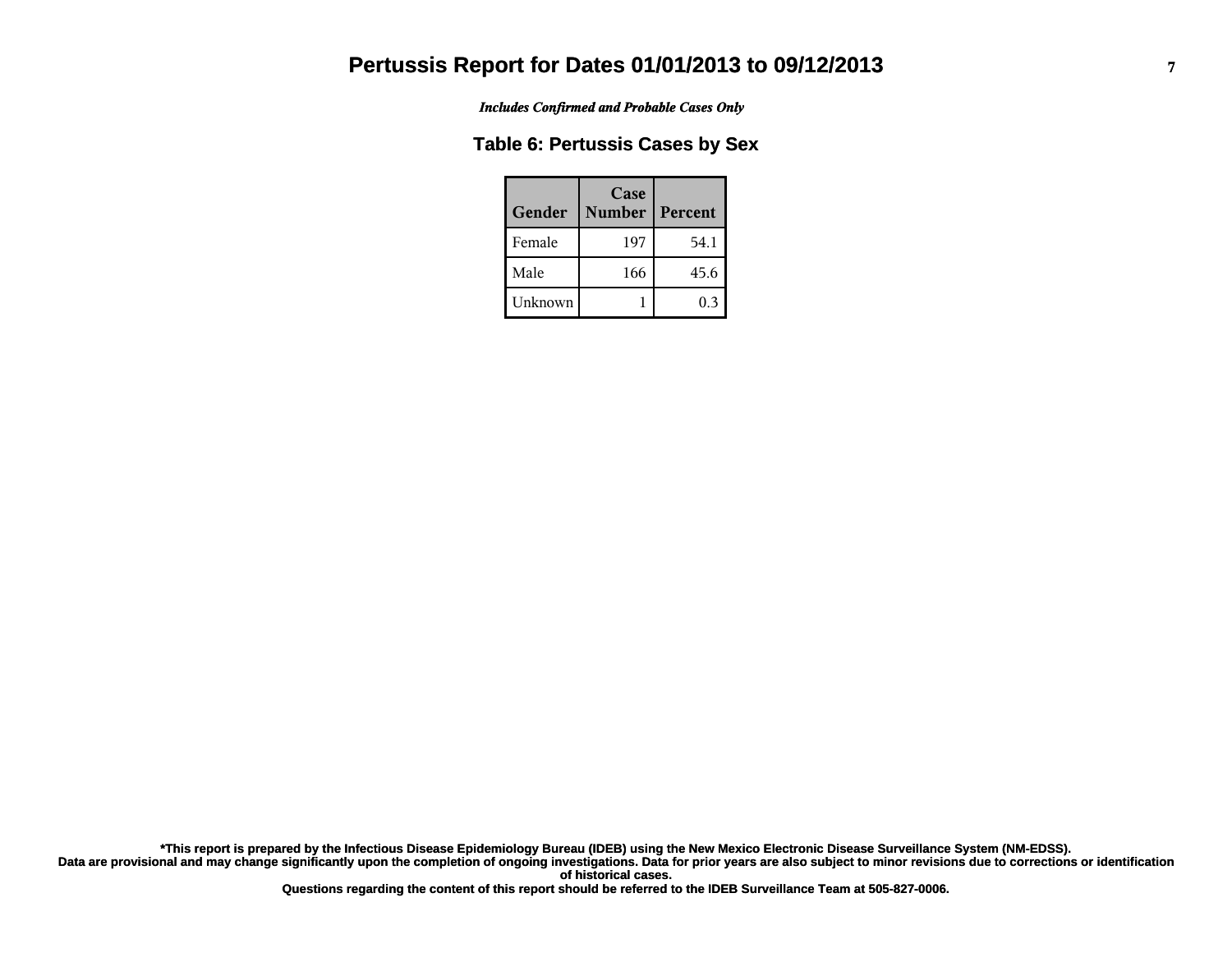# Pertussis Report for Dates 01/01/2013 to 09/12/2013

*Includes Confirmed and Probable Cases Only*

## Table 6: Pertussis Cases by Sex

| Gender | Case Number | Percent |
|---|---|---|
| Female | 197 | 54.1 |
| Male | 166 | 45.6 |
| Unknown | 1 | 0.3 |

**\*This report is prepared by the Infectious Disease Epidemiology Bureau (IDEB) using the New Mexico Electronic Disease Surveillance System (NM-EDSS). Data are provisional and may change significantly upon the completion of ongoing investigations. Data for prior years are also subject to minor revisions due to corrections or identification of historical cases.**

**Questions regarding the content of this report should be referred to the IDEB Surveillance Team at 505-827-0006.**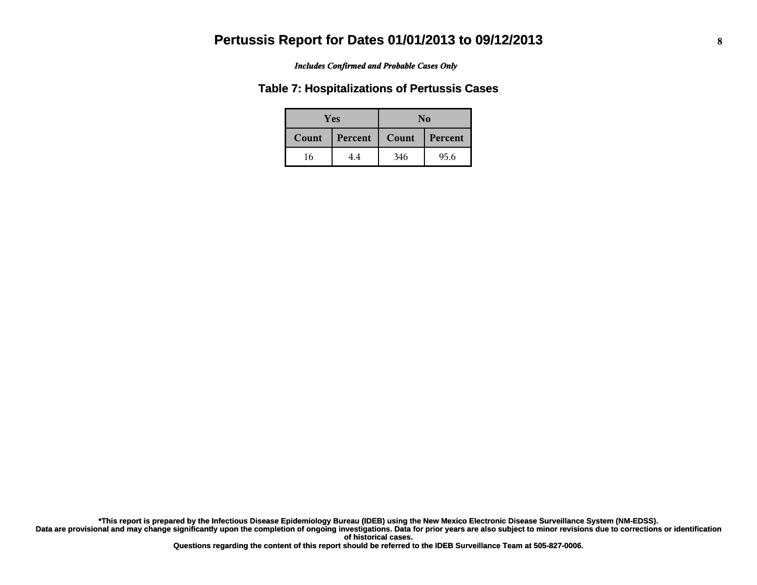# Pertussis Report for Dates 01/01/2013 to 09/12/2013

*Includes Confirmed and Probable Cases Only*

## Table 7: Hospitalizations of Pertussis Cases

| Yes | | No | |
|---|---|---|---|
| Count | Percent | Count | Percent |
| 16 | 4.4 | 346 | 95.6 |

**\*This report is prepared by the Infectious Disease Epidemiology Bureau (IDEB) using the New Mexico Electronic Disease Surveillance System (NM-EDSS).**
**Data are provisional and may change significantly upon the completion of ongoing investigations. Data for prior years are also subject to minor revisions due to corrections or identification of historical cases.**
**Questions regarding the content of this report should be referred to the IDEB Surveillance Team at 505-827-0006.**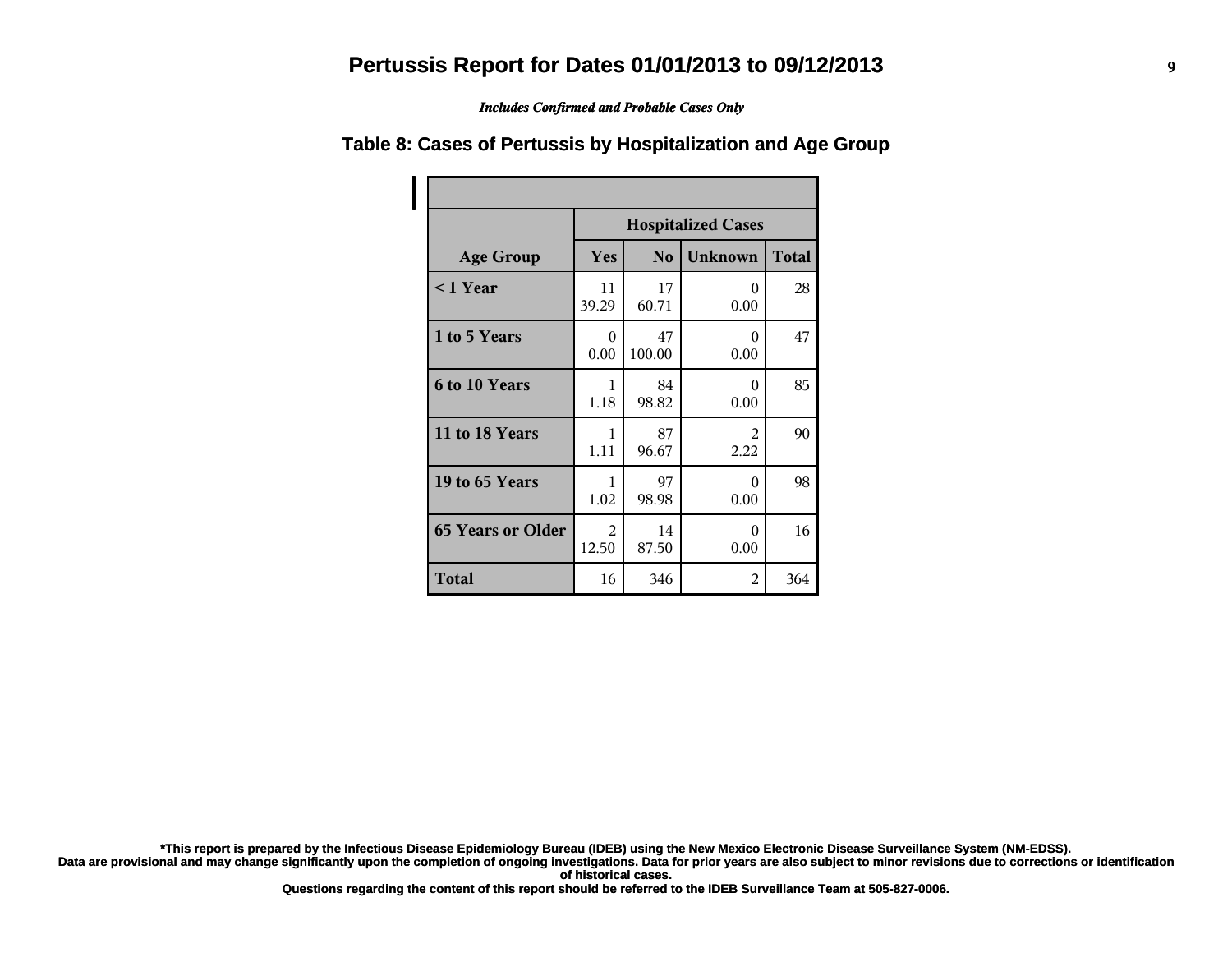# Pertussis Report for Dates 01/01/2013 to 09/12/2013

*Includes Confirmed and Probable Cases Only*

## Table 8: Cases of Pertussis by Hospitalization and Age Group

| | Hospitalized Cases | | | |
|---|---|---|---|---|
| **Age Group** | **Yes** | **No** | **Unknown** | **Total** |
| **< 1 Year** | 11<br>39.29 | 17<br>60.71 | 0<br>0.00 | 28 |
| **1 to 5 Years** | 0<br>0.00 | 47<br>100.00 | 0<br>0.00 | 47 |
| **6 to 10 Years** | 1<br>1.18 | 84<br>98.82 | 0<br>0.00 | 85 |
| **11 to 18 Years** | 1<br>1.11 | 87<br>96.67 | 2<br>2.22 | 90 |
| **19 to 65 Years** | 1<br>1.02 | 97<br>98.98 | 0<br>0.00 | 98 |
| **65 Years or Older** | 2<br>12.50 | 14<br>87.50 | 0<br>0.00 | 16 |
| **Total** | 16 | 346 | 2 | 364 |

**\*This report is prepared by the Infectious Disease Epidemiology Bureau (IDEB) using the New Mexico Electronic Disease Surveillance System (NM-EDSS). Data are provisional and may change significantly upon the completion of ongoing investigations. Data for prior years are also subject to minor revisions due to corrections or identification of historical cases. Questions regarding the content of this report should be referred to the IDEB Surveillance Team at 505-827-0006.**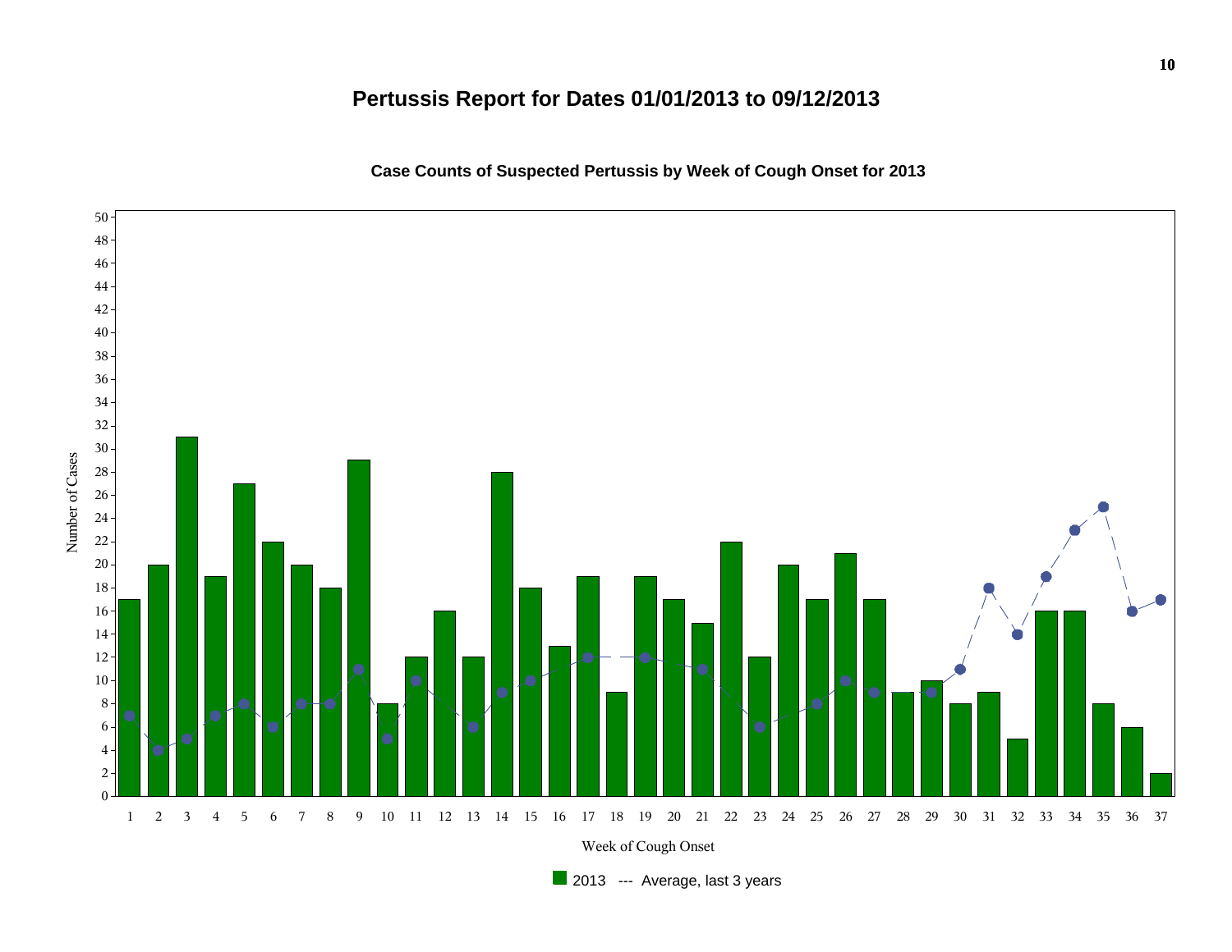# Pertussis Report for Dates 01/01/2013 to 09/12/2013

## Case Counts of Suspected Pertussis by Week of Cough Onset for 2013

Number of Cases

0
2
4
6
8
10
12
14
16
18
20
22
24
26
28
30
32
34
36
38
40
42
44
46
48
50

1 2 3 4 5 6 7 8 9 10 11 12 13 14 15 16 17 18 19 20 21 22 23 24 25 26 27 28 29 30 31 32 33 34 35 36 37

Week of Cough Onset

2013 --- Average, last 3 years